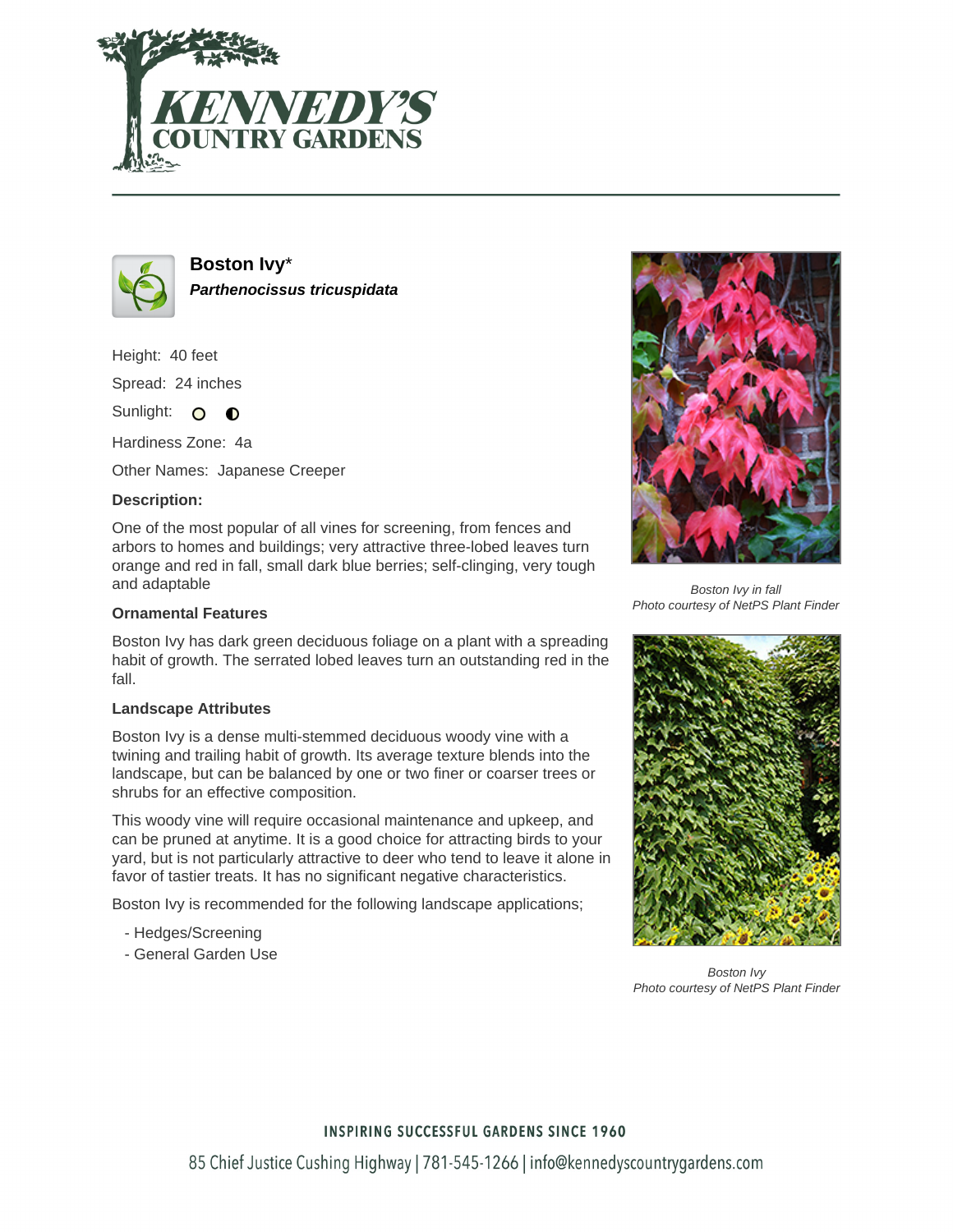# Kennedy's Country Gardens

## Boston Ivy*

***Parthenocissus tricuspidata***

Height: 40 feet

Spread: 24 inches

Sunlight: ○ ◐

Hardiness Zone: 4a

Other Names: Japanese Creeper

### Description:

One of the most popular of all vines for screening, from fences and arbors to homes and buildings; very attractive three-lobed leaves turn orange and red in fall, small dark blue berries; self-clinging, very tough and adaptable

### Ornamental Features

Boston Ivy has dark green deciduous foliage on a plant with a spreading habit of growth. The serrated lobed leaves turn an outstanding red in the fall.

### Landscape Attributes

Boston Ivy is a dense multi-stemmed deciduous woody vine with a twining and trailing habit of growth. Its average texture blends into the landscape, but can be balanced by one or two finer or coarser trees or shrubs for an effective composition.

This woody vine will require occasional maintenance and upkeep, and can be pruned at anytime. It is a good choice for attracting birds to your yard, but is not particularly attractive to deer who tend to leave it alone in favor of tastier treats. It has no significant negative characteristics.

Boston Ivy is recommended for the following landscape applications;

- Hedges/Screening
- General Garden Use

*Boston Ivy in fall*
*Photo courtesy of NetPS Plant Finder*

*Boston Ivy*
*Photo courtesy of NetPS Plant Finder*

INSPIRING SUCCESSFUL GARDENS SINCE 1960

85 Chief Justice Cushing Highway | 781-545-1266 | info@kennedyscountrygardens.com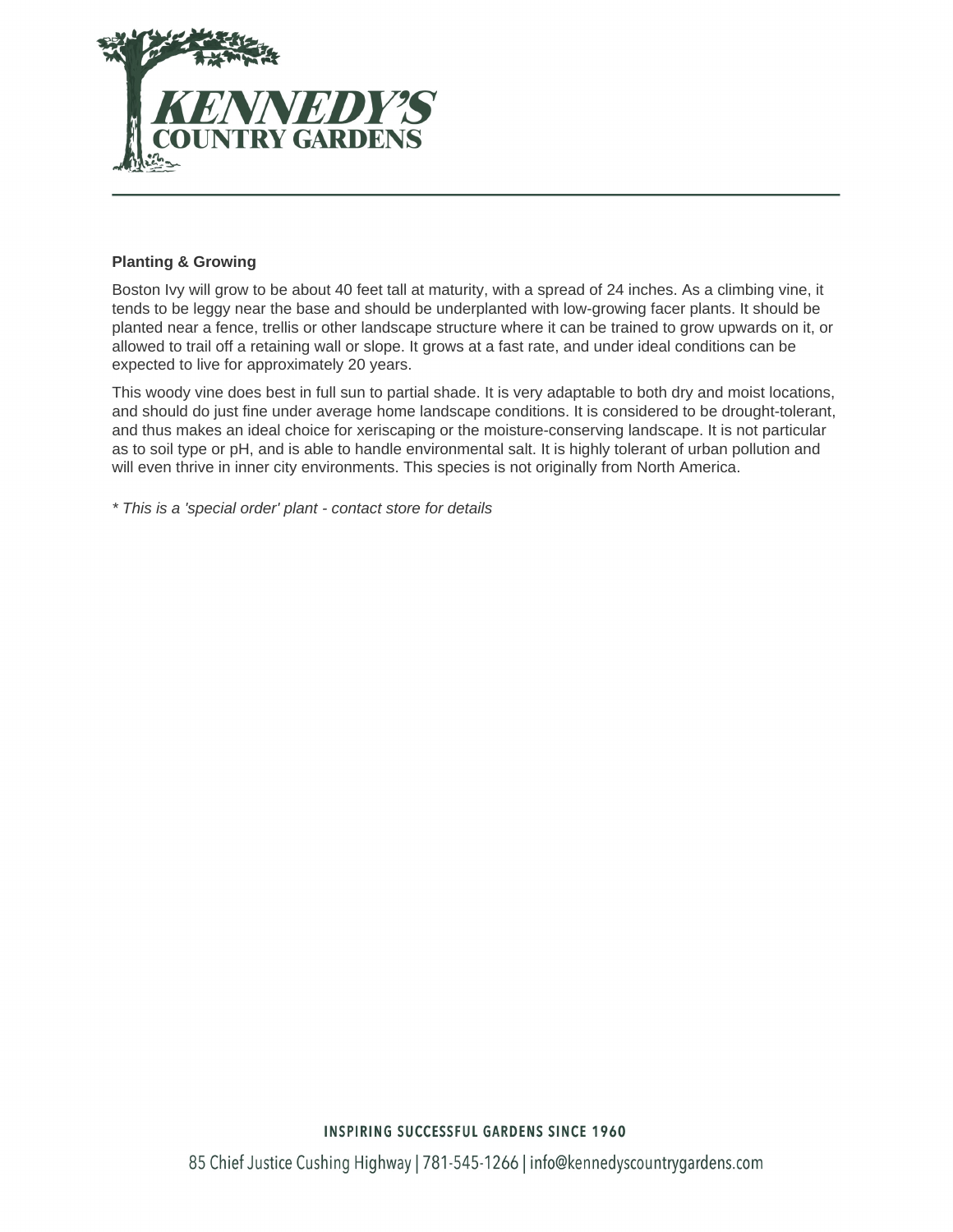### Planting & Growing

Boston Ivy will grow to be about 40 feet tall at maturity, with a spread of 24 inches. As a climbing vine, it tends to be leggy near the base and should be underplanted with low-growing facer plants. It should be planted near a fence, trellis or other landscape structure where it can be trained to grow upwards on it, or allowed to trail off a retaining wall or slope. It grows at a fast rate, and under ideal conditions can be expected to live for approximately 20 years.

This woody vine does best in full sun to partial shade. It is very adaptable to both dry and moist locations, and should do just fine under average home landscape conditions. It is considered to be drought-tolerant, and thus makes an ideal choice for xeriscaping or the moisture-conserving landscape. It is not particular as to soil type or pH, and is able to handle environmental salt. It is highly tolerant of urban pollution and will even thrive in inner city environments. This species is not originally from North America.

*\* This is a 'special order' plant - contact store for details*